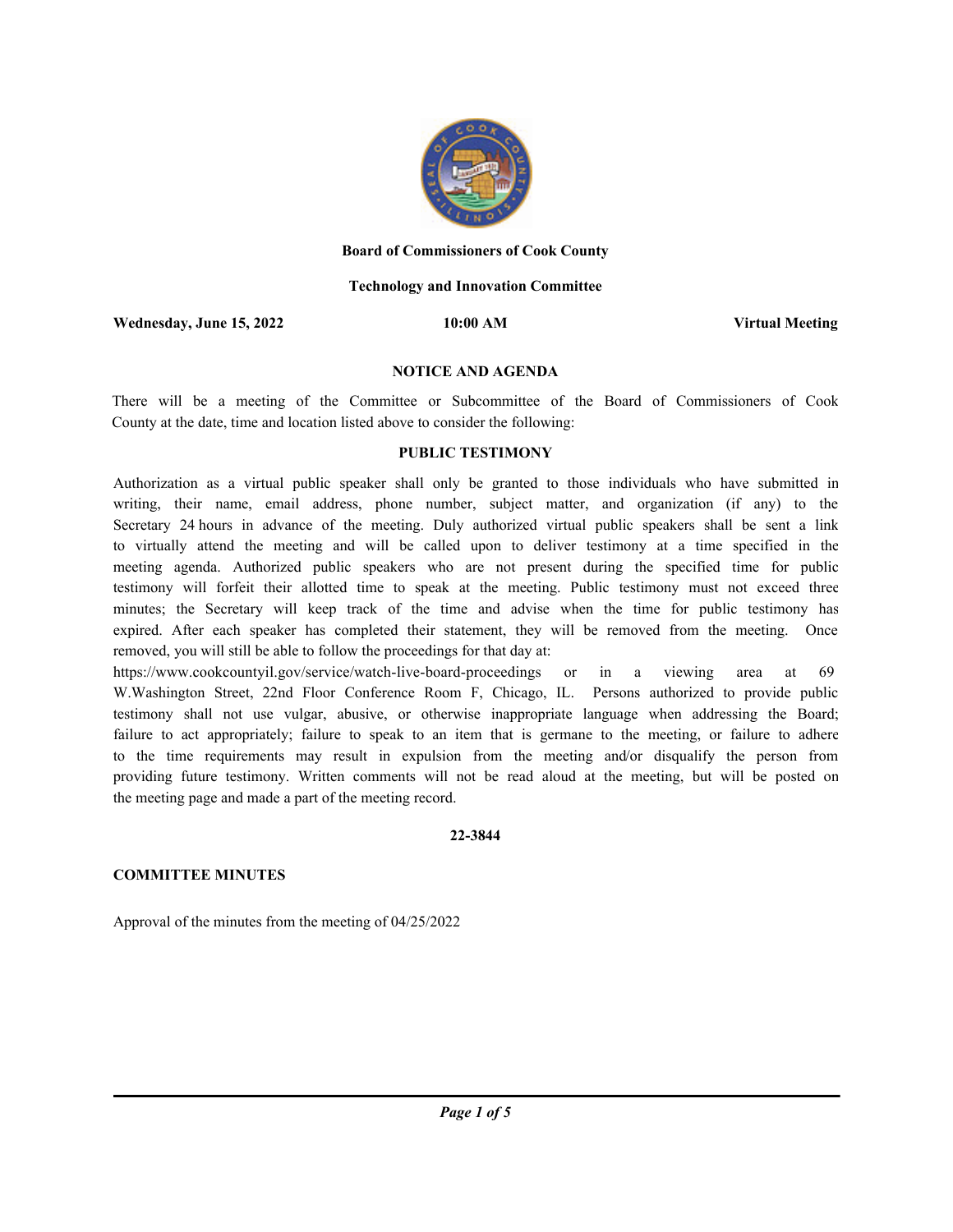**Board of Commissioners of Cook County**

**Technology and Innovation Committee**

**Wednesday, June 15, 2022** **10:00 AM** **Virtual Meeting**

**NOTICE AND AGENDA**

There will be a meeting of the Committee or Subcommittee of the Board of Commissioners of Cook County at the date, time and location listed above to consider the following:

**PUBLIC TESTIMONY**

Authorization as a virtual public speaker shall only be granted to those individuals who have submitted in writing, their name, email address, phone number, subject matter, and organization (if any) to the Secretary 24 hours in advance of the meeting. Duly authorized virtual public speakers shall be sent a link to virtually attend the meeting and will be called upon to deliver testimony at a time specified in the meeting agenda. Authorized public speakers who are not present during the specified time for public testimony will forfeit their allotted time to speak at the meeting. Public testimony must not exceed three minutes; the Secretary will keep track of the time and advise when the time for public testimony has expired. After each speaker has completed their statement, they will be removed from the meeting. Once removed, you will still be able to follow the proceedings for that day at:
https://www.cookcountyil.gov/service/watch-live-board-proceedings or in a viewing area at 69 W.Washington Street, 22nd Floor Conference Room F, Chicago, IL. Persons authorized to provide public testimony shall not use vulgar, abusive, or otherwise inappropriate language when addressing the Board; failure to act appropriately; failure to speak to an item that is germane to the meeting, or failure to adhere to the time requirements may result in expulsion from the meeting and/or disqualify the person from providing future testimony. Written comments will not be read aloud at the meeting, but will be posted on the meeting page and made a part of the meeting record.

**22-3844**

**COMMITTEE MINUTES**

Approval of the minutes from the meeting of 04/25/2022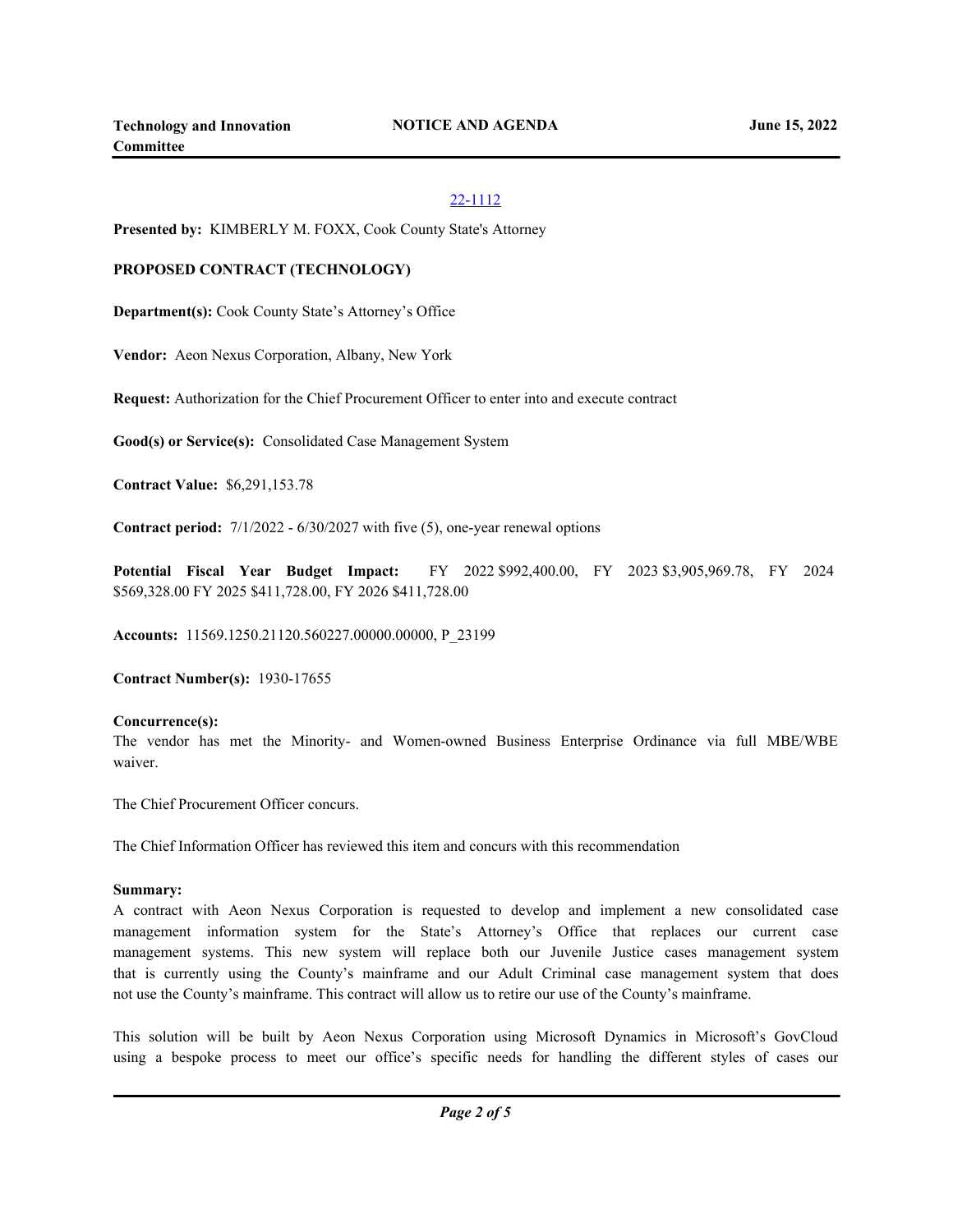22-1112

**Presented by:** KIMBERLY M. FOXX, Cook County State's Attorney

**PROPOSED CONTRACT (TECHNOLOGY)**

**Department(s):** Cook County State's Attorney's Office

**Vendor:** Aeon Nexus Corporation, Albany, New York

**Request:** Authorization for the Chief Procurement Officer to enter into and execute contract

**Good(s) or Service(s):** Consolidated Case Management System

**Contract Value:** $6,291,153.78

**Contract period:** 7/1/2022 - 6/30/2027 with five (5), one-year renewal options

**Potential Fiscal Year Budget Impact:** FY 2022 $992,400.00, FY 2023 $3,905,969.78, FY 2024 $569,328.00 FY 2025 $411,728.00, FY 2026 $411,728.00

**Accounts:** 11569.1250.21120.560227.00000.00000, P_23199

**Contract Number(s):** 1930-17655

**Concurrence(s):**

The vendor has met the Minority- and Women-owned Business Enterprise Ordinance via full MBE/WBE waiver.

The Chief Procurement Officer concurs.

The Chief Information Officer has reviewed this item and concurs with this recommendation

**Summary:**

A contract with Aeon Nexus Corporation is requested to develop and implement a new consolidated case management information system for the State's Attorney's Office that replaces our current case management systems. This new system will replace both our Juvenile Justice cases management system that is currently using the County's mainframe and our Adult Criminal case management system that does not use the County's mainframe. This contract will allow us to retire our use of the County's mainframe.

This solution will be built by Aeon Nexus Corporation using Microsoft Dynamics in Microsoft's GovCloud using a bespoke process to meet our office's specific needs for handling the different styles of cases our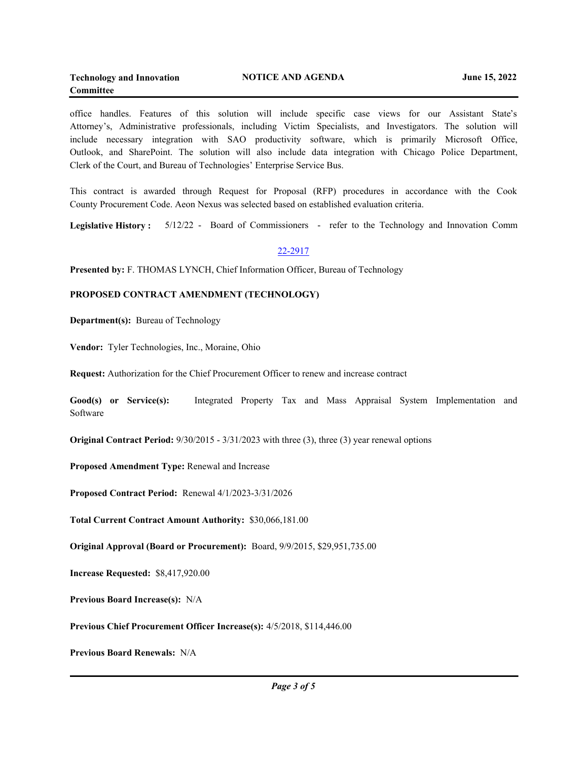office handles. Features of this solution will include specific case views for our Assistant State's Attorney's, Administrative professionals, including Victim Specialists, and Investigators. The solution will include necessary integration with SAO productivity software, which is primarily Microsoft Office, Outlook, and SharePoint. The solution will also include data integration with Chicago Police Department, Clerk of the Court, and Bureau of Technologies' Enterprise Service Bus.

This contract is awarded through Request for Proposal (RFP) procedures in accordance with the Cook County Procurement Code. Aeon Nexus was selected based on established evaluation criteria.

**Legislative History :** 5/12/22 - Board of Commissioners - refer to the Technology and Innovation Comm

22-2917

**Presented by:** F. THOMAS LYNCH, Chief Information Officer, Bureau of Technology

**PROPOSED CONTRACT AMENDMENT (TECHNOLOGY)**

**Department(s):** Bureau of Technology

**Vendor:** Tyler Technologies, Inc., Moraine, Ohio

**Request:** Authorization for the Chief Procurement Officer to renew and increase contract

**Good(s) or Service(s):** Integrated Property Tax and Mass Appraisal System Implementation and Software

**Original Contract Period:** 9/30/2015 - 3/31/2023 with three (3), three (3) year renewal options

**Proposed Amendment Type:** Renewal and Increase

**Proposed Contract Period:** Renewal 4/1/2023-3/31/2026

**Total Current Contract Amount Authority:** $30,066,181.00

**Original Approval (Board or Procurement):** Board, 9/9/2015, $29,951,735.00

**Increase Requested:** $8,417,920.00

**Previous Board Increase(s):** N/A

**Previous Chief Procurement Officer Increase(s):** 4/5/2018, $114,446.00

**Previous Board Renewals:** N/A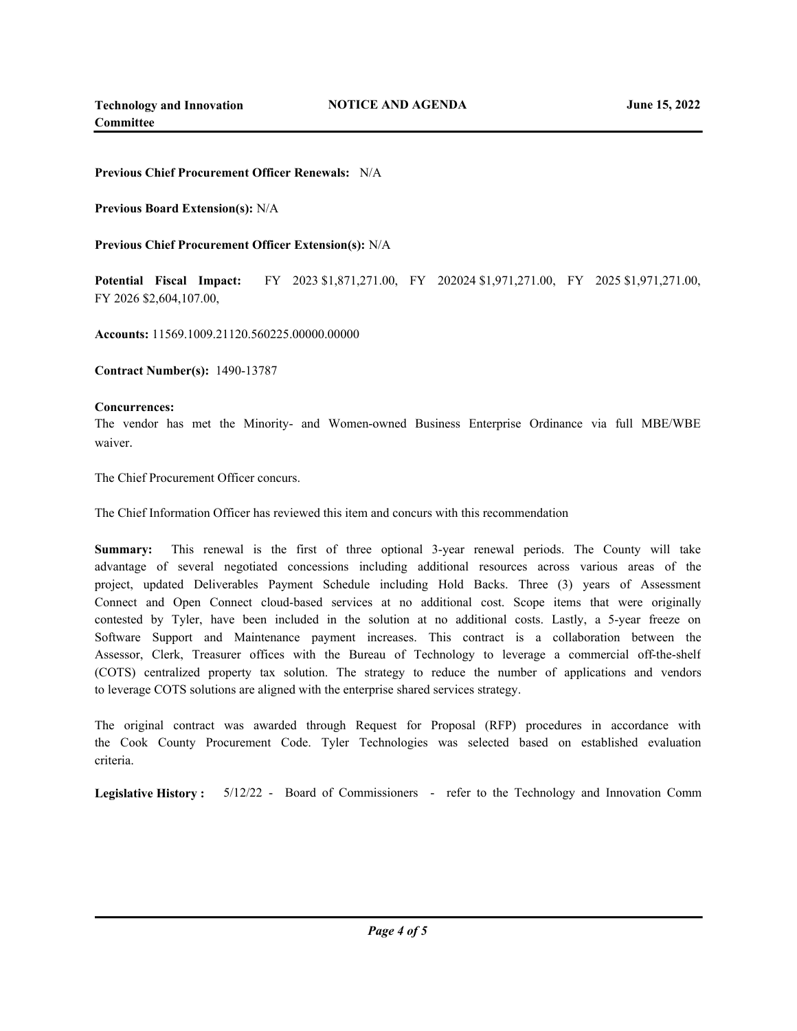**Previous Chief Procurement Officer Renewals:** N/A

**Previous Board Extension(s):** N/A

**Previous Chief Procurement Officer Extension(s):** N/A

**Potential Fiscal Impact:** FY 2023 $1,871,271.00, FY 202024 $1,971,271.00, FY 2025 $1,971,271.00, FY 2026 $2,604,107.00,

**Accounts:** 11569.1009.21120.560225.00000.00000

**Contract Number(s):** 1490-13787

**Concurrences:**

The vendor has met the Minority- and Women-owned Business Enterprise Ordinance via full MBE/WBE waiver.

The Chief Procurement Officer concurs.

The Chief Information Officer has reviewed this item and concurs with this recommendation

**Summary:** This renewal is the first of three optional 3-year renewal periods. The County will take advantage of several negotiated concessions including additional resources across various areas of the project, updated Deliverables Payment Schedule including Hold Backs. Three (3) years of Assessment Connect and Open Connect cloud-based services at no additional cost. Scope items that were originally contested by Tyler, have been included in the solution at no additional costs. Lastly, a 5-year freeze on Software Support and Maintenance payment increases. This contract is a collaboration between the Assessor, Clerk, Treasurer offices with the Bureau of Technology to leverage a commercial off-the-shelf (COTS) centralized property tax solution. The strategy to reduce the number of applications and vendors to leverage COTS solutions are aligned with the enterprise shared services strategy.

The original contract was awarded through Request for Proposal (RFP) procedures in accordance with the Cook County Procurement Code. Tyler Technologies was selected based on established evaluation criteria.

**Legislative History :** 5/12/22 - Board of Commissioners - refer to the Technology and Innovation Comm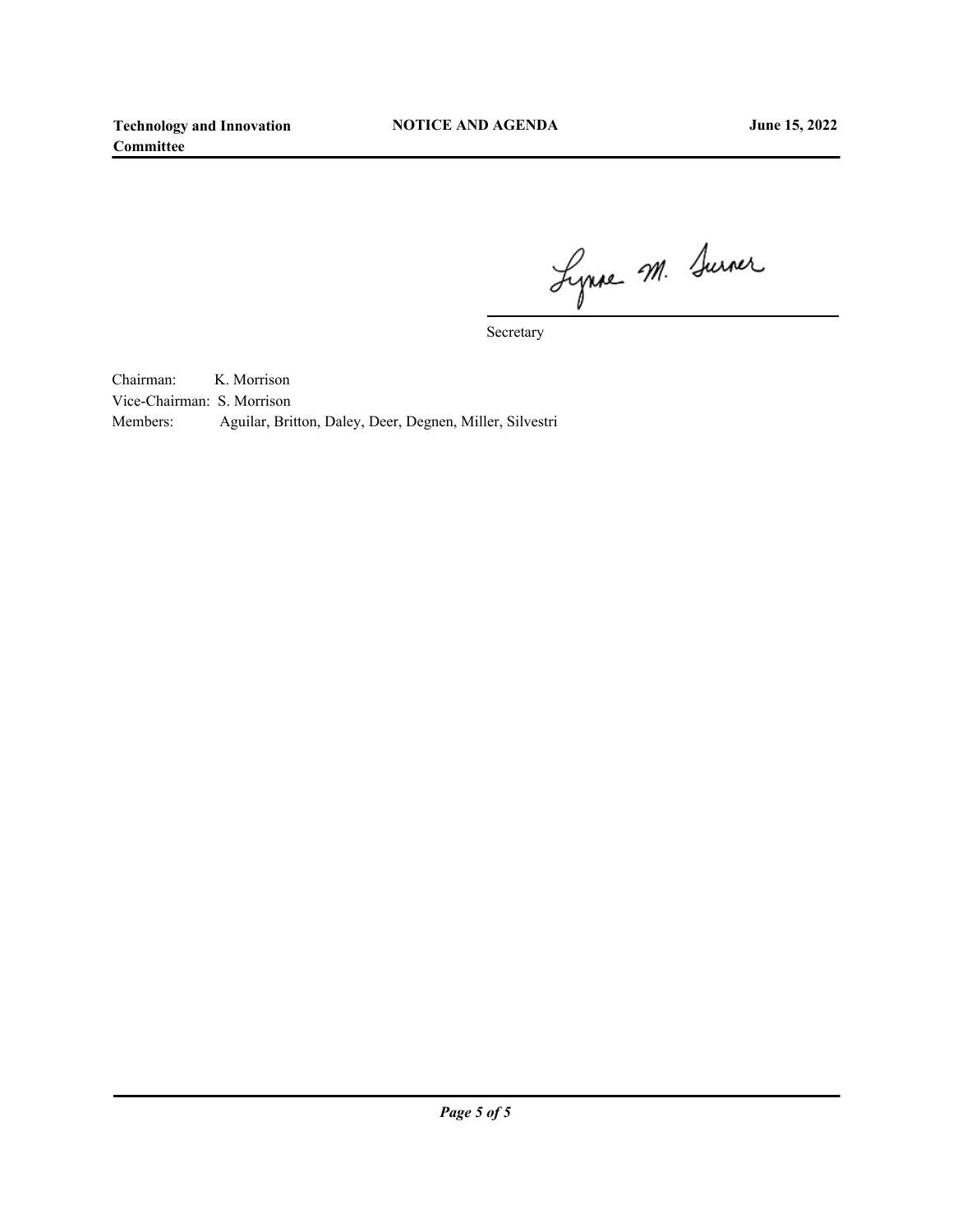Lynne M. Turner

Secretary

Chairman: K. Morrison
Vice-Chairman: S. Morrison
Members: Aguilar, Britton, Daley, Deer, Degnen, Miller, Silvestri